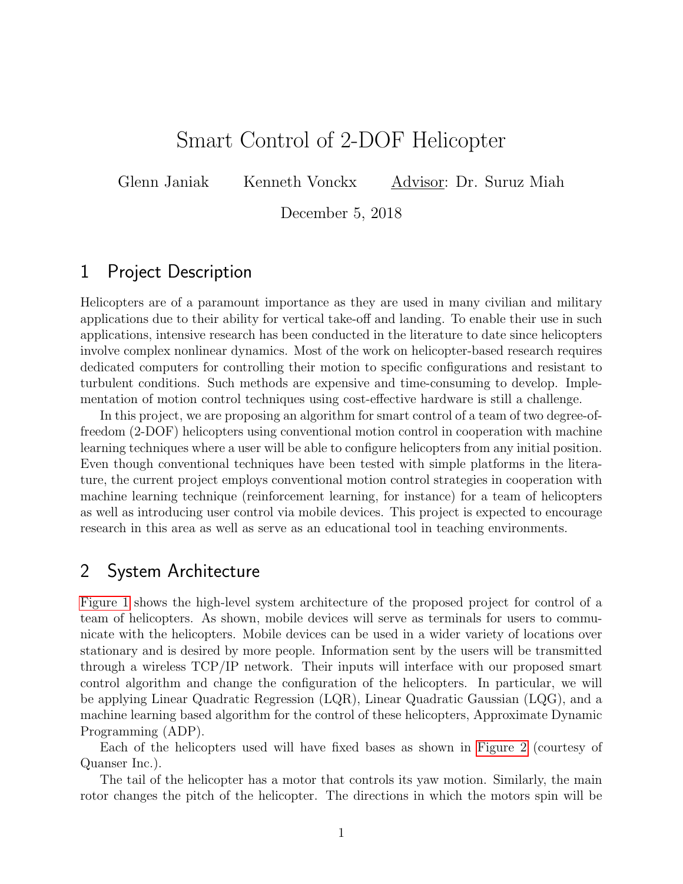# Smart Control of 2-DOF Helicopter

Glenn Janiak     Kenneth Vonckx     Advisor: Dr. Suruz Miah

December 5, 2018

## 1 Project Description

Helicopters are of a paramount importance as they are used in many civilian and military applications due to their ability for vertical take-off and landing. To enable their use in such applications, intensive research has been conducted in the literature to date since helicopters involve complex nonlinear dynamics. Most of the work on helicopter-based research requires dedicated computers for controlling their motion to specific configurations and resistant to turbulent conditions. Such methods are expensive and time-consuming to develop. Implementation of motion control techniques using cost-effective hardware is still a challenge.

In this project, we are proposing an algorithm for smart control of a team of two degree-of-freedom (2-DOF) helicopters using conventional motion control in cooperation with machine learning techniques where a user will be able to configure helicopters from any initial position. Even though conventional techniques have been tested with simple platforms in the literature, the current project employs conventional motion control strategies in cooperation with machine learning technique (reinforcement learning, for instance) for a team of helicopters as well as introducing user control via mobile devices. This project is expected to encourage research in this area as well as serve as an educational tool in teaching environments.

## 2 System Architecture

Figure 1 shows the high-level system architecture of the proposed project for control of a team of helicopters. As shown, mobile devices will serve as terminals for users to communicate with the helicopters. Mobile devices can be used in a wider variety of locations over stationary and is desired by more people. Information sent by the users will be transmitted through a wireless TCP/IP network. Their inputs will interface with our proposed smart control algorithm and change the configuration of the helicopters. In particular, we will be applying Linear Quadratic Regression (LQR), Linear Quadratic Gaussian (LQG), and a machine learning based algorithm for the control of these helicopters, Approximate Dynamic Programming (ADP).

Each of the helicopters used will have fixed bases as shown in Figure 2 (courtesy of Quanser Inc.).

The tail of the helicopter has a motor that controls its yaw motion. Similarly, the main rotor changes the pitch of the helicopter. The directions in which the motors spin will be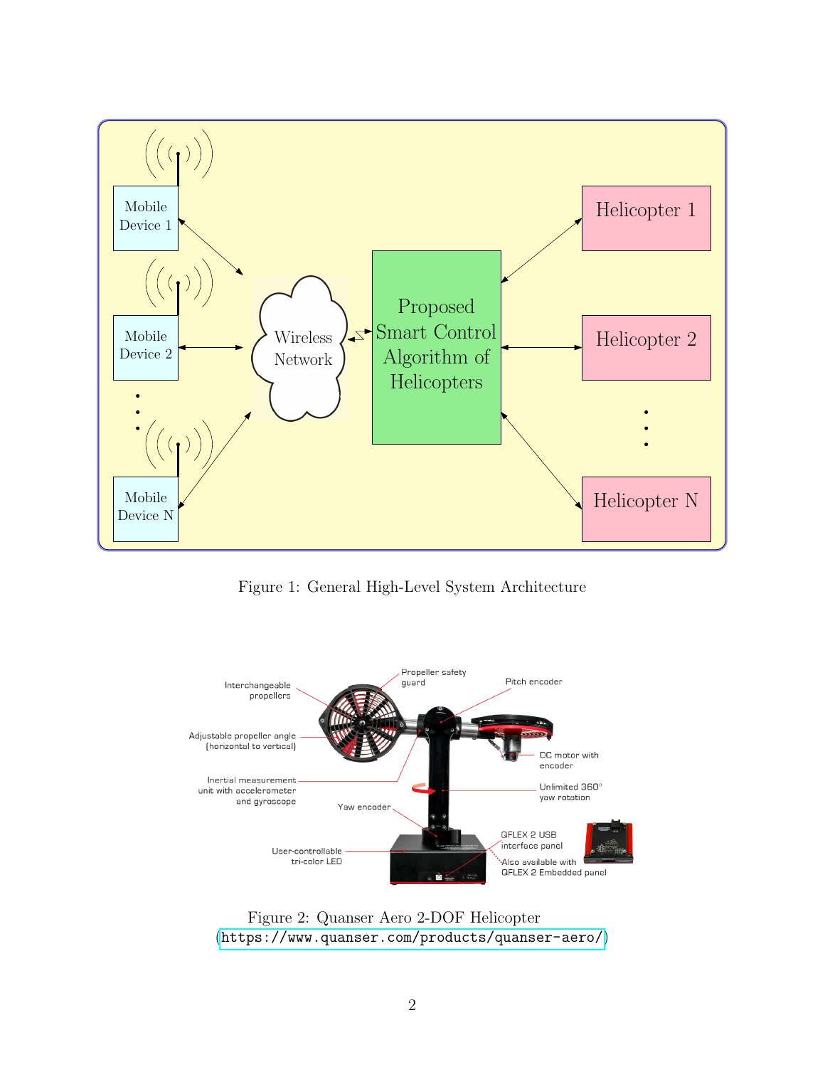Figure 1: General High-Level System Architecture

Figure 2: Quanser Aero 2-DOF Helicopter (https://www.quanser.com/products/quanser-aero/)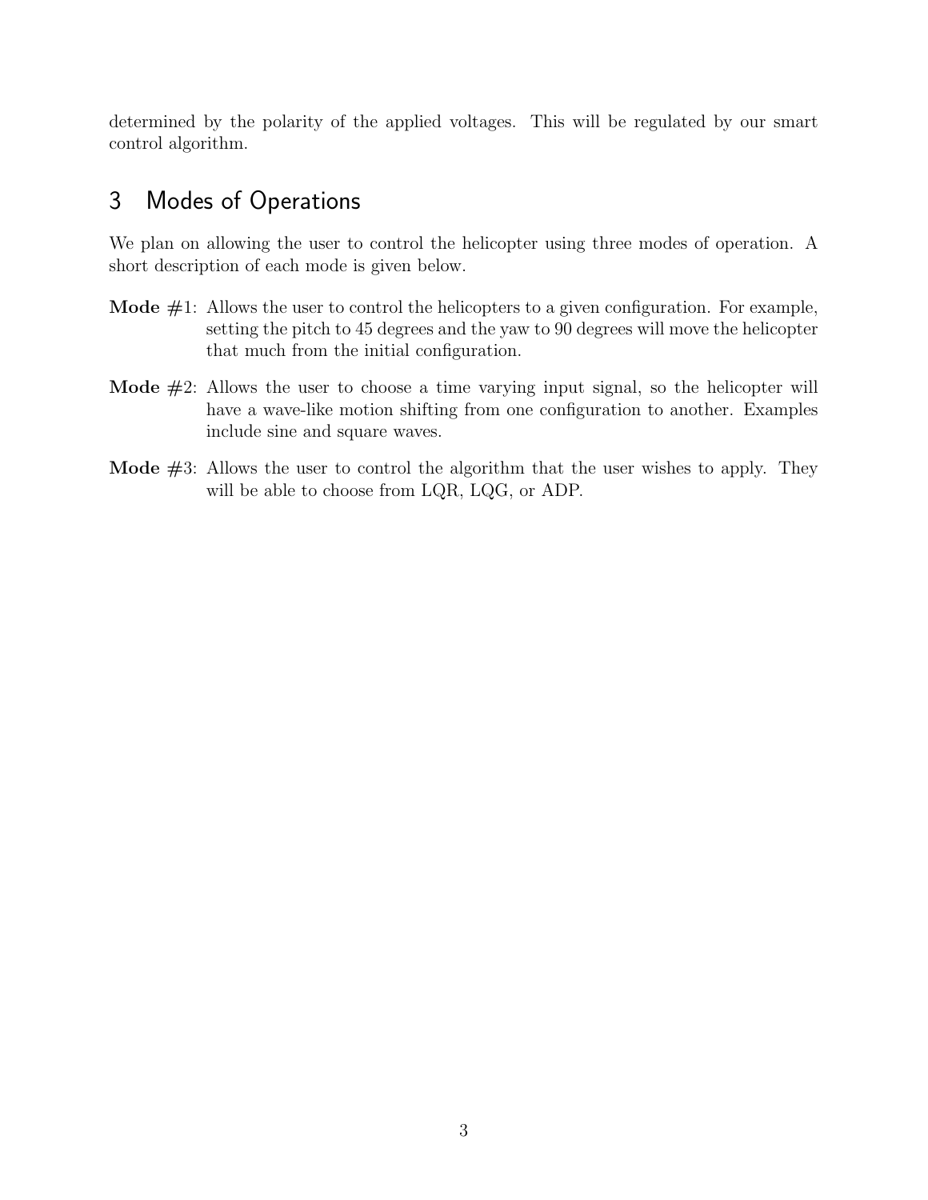determined by the polarity of the applied voltages. This will be regulated by our smart control algorithm.

## 3 Modes of Operations

We plan on allowing the user to control the helicopter using three modes of operation. A short description of each mode is given below.

**Mode #1**: Allows the user to control the helicopters to a given configuration. For example, setting the pitch to 45 degrees and the yaw to 90 degrees will move the helicopter that much from the initial configuration.

**Mode #2**: Allows the user to choose a time varying input signal, so the helicopter will have a wave-like motion shifting from one configuration to another. Examples include sine and square waves.

**Mode #3**: Allows the user to control the algorithm that the user wishes to apply. They will be able to choose from LQR, LQG, or ADP.